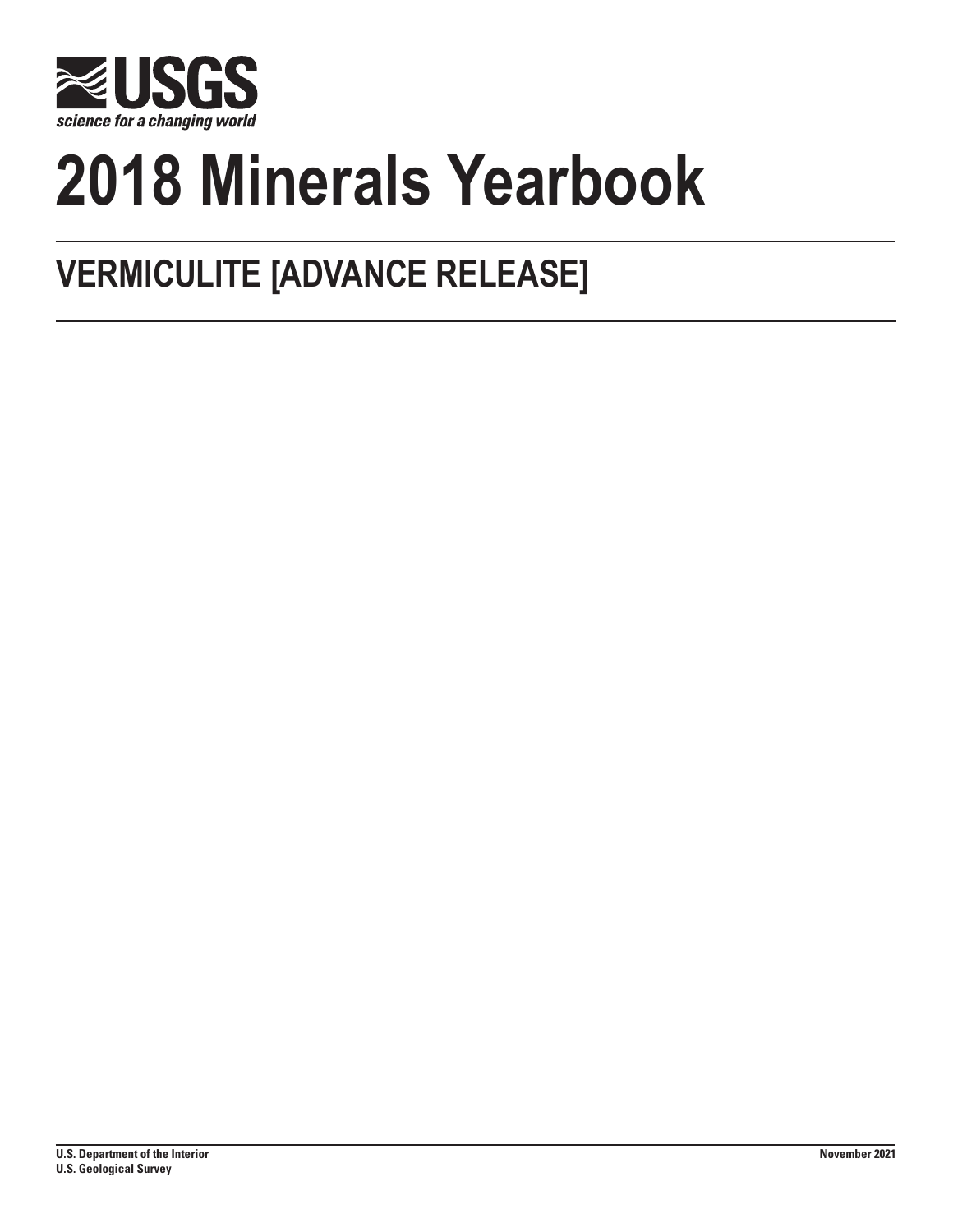USGS

science for a changing world

# 2018 Minerals Yearbook

## VERMICULITE [ADVANCE RELEASE]

**U.S. Department of the Interior**
**U.S. Geological Survey**

**November 2021**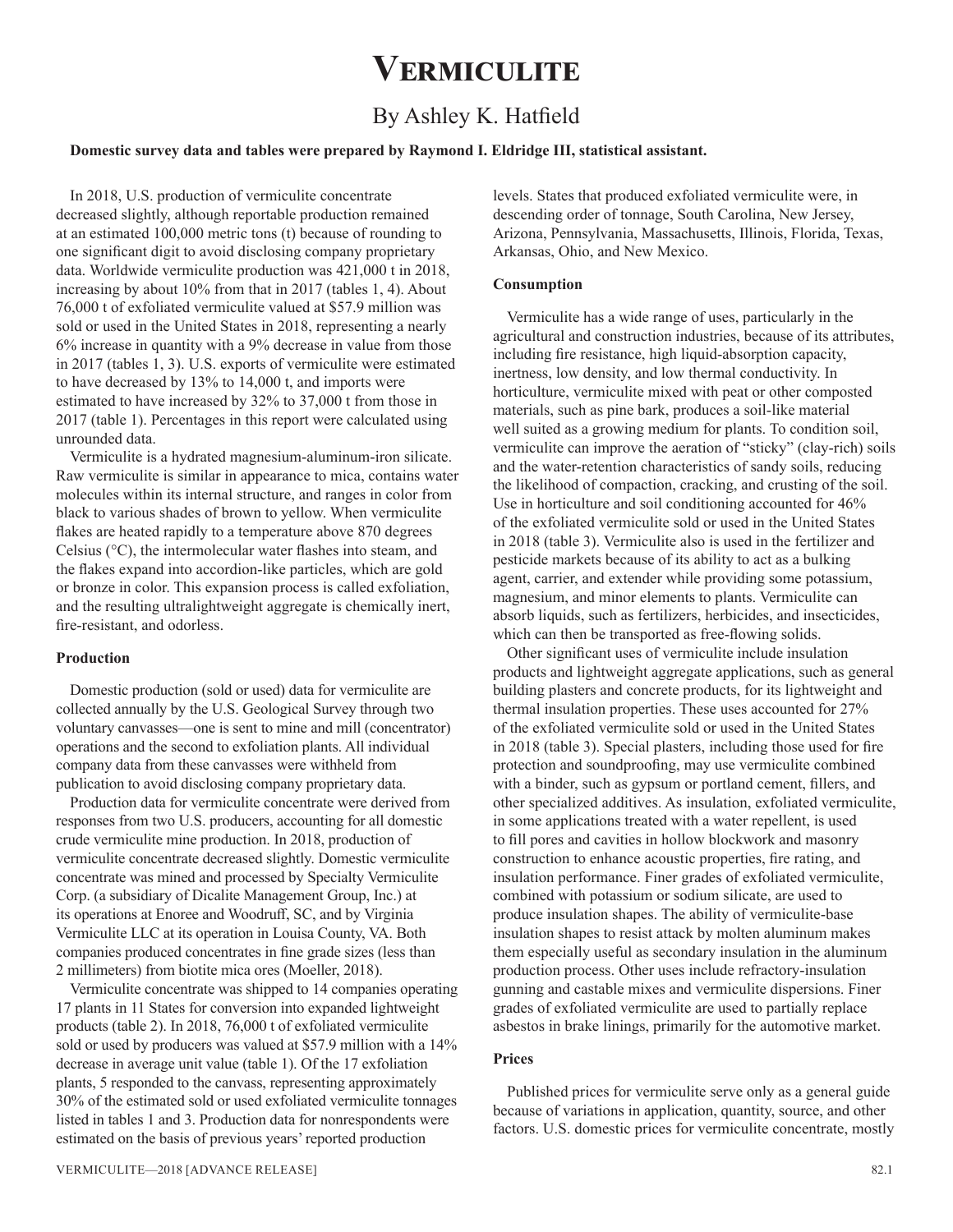# Vermiculite

## By Ashley K. Hatfield

**Domestic survey data and tables were prepared by Raymond I. Eldridge III, statistical assistant.**

In 2018, U.S. production of vermiculite concentrate decreased slightly, although reportable production remained at an estimated 100,000 metric tons (t) because of rounding to one significant digit to avoid disclosing company proprietary data. Worldwide vermiculite production was 421,000 t in 2018, increasing by about 10% from that in 2017 (tables 1, 4). About 76,000 t of exfoliated vermiculite valued at $57.9 million was sold or used in the United States in 2018, representing a nearly 6% increase in quantity with a 9% decrease in value from those in 2017 (tables 1, 3). U.S. exports of vermiculite were estimated to have decreased by 13% to 14,000 t, and imports were estimated to have increased by 32% to 37,000 t from those in 2017 (table 1). Percentages in this report were calculated using unrounded data.

Vermiculite is a hydrated magnesium-aluminum-iron silicate. Raw vermiculite is similar in appearance to mica, contains water molecules within its internal structure, and ranges in color from black to various shades of brown to yellow. When vermiculite flakes are heated rapidly to a temperature above 870 degrees Celsius (°C), the intermolecular water flashes into steam, and the flakes expand into accordion-like particles, which are gold or bronze in color. This expansion process is called exfoliation, and the resulting ultralightweight aggregate is chemically inert, fire-resistant, and odorless.

### Production

Domestic production (sold or used) data for vermiculite are collected annually by the U.S. Geological Survey through two voluntary canvasses—one is sent to mine and mill (concentrator) operations and the second to exfoliation plants. All individual company data from these canvasses were withheld from publication to avoid disclosing company proprietary data.

Production data for vermiculite concentrate were derived from responses from two U.S. producers, accounting for all domestic crude vermiculite mine production. In 2018, production of vermiculite concentrate decreased slightly. Domestic vermiculite concentrate was mined and processed by Specialty Vermiculite Corp. (a subsidiary of Dicalite Management Group, Inc.) at its operations at Enoree and Woodruff, SC, and by Virginia Vermiculite LLC at its operation in Louisa County, VA. Both companies produced concentrates in fine grade sizes (less than 2 millimeters) from biotite mica ores (Moeller, 2018).

Vermiculite concentrate was shipped to 14 companies operating 17 plants in 11 States for conversion into expanded lightweight products (table 2). In 2018, 76,000 t of exfoliated vermiculite sold or used by producers was valued at $57.9 million with a 14% decrease in average unit value (table 1). Of the 17 exfoliation plants, 5 responded to the canvass, representing approximately 30% of the estimated sold or used exfoliated vermiculite tonnages listed in tables 1 and 3. Production data for nonrespondents were estimated on the basis of previous years' reported production levels. States that produced exfoliated vermiculite were, in descending order of tonnage, South Carolina, New Jersey, Arizona, Pennsylvania, Massachusetts, Illinois, Florida, Texas, Arkansas, Ohio, and New Mexico.

### Consumption

Vermiculite has a wide range of uses, particularly in the agricultural and construction industries, because of its attributes, including fire resistance, high liquid-absorption capacity, inertness, low density, and low thermal conductivity. In horticulture, vermiculite mixed with peat or other composted materials, such as pine bark, produces a soil-like material well suited as a growing medium for plants. To condition soil, vermiculite can improve the aeration of "sticky" (clay-rich) soils and the water-retention characteristics of sandy soils, reducing the likelihood of compaction, cracking, and crusting of the soil. Use in horticulture and soil conditioning accounted for 46% of the exfoliated vermiculite sold or used in the United States in 2018 (table 3). Vermiculite also is used in the fertilizer and pesticide markets because of its ability to act as a bulking agent, carrier, and extender while providing some potassium, magnesium, and minor elements to plants. Vermiculite can absorb liquids, such as fertilizers, herbicides, and insecticides, which can then be transported as free-flowing solids.

Other significant uses of vermiculite include insulation products and lightweight aggregate applications, such as general building plasters and concrete products, for its lightweight and thermal insulation properties. These uses accounted for 27% of the exfoliated vermiculite sold or used in the United States in 2018 (table 3). Special plasters, including those used for fire protection and soundproofing, may use vermiculite combined with a binder, such as gypsum or portland cement, fillers, and other specialized additives. As insulation, exfoliated vermiculite, in some applications treated with a water repellent, is used to fill pores and cavities in hollow blockwork and masonry construction to enhance acoustic properties, fire rating, and insulation performance. Finer grades of exfoliated vermiculite, combined with potassium or sodium silicate, are used to produce insulation shapes. The ability of vermiculite-base insulation shapes to resist attack by molten aluminum makes them especially useful as secondary insulation in the aluminum production process. Other uses include refractory-insulation gunning and castable mixes and vermiculite dispersions. Finer grades of exfoliated vermiculite are used to partially replace asbestos in brake linings, primarily for the automotive market.

### Prices

Published prices for vermiculite serve only as a general guide because of variations in application, quantity, source, and other factors. U.S. domestic prices for vermiculite concentrate, mostly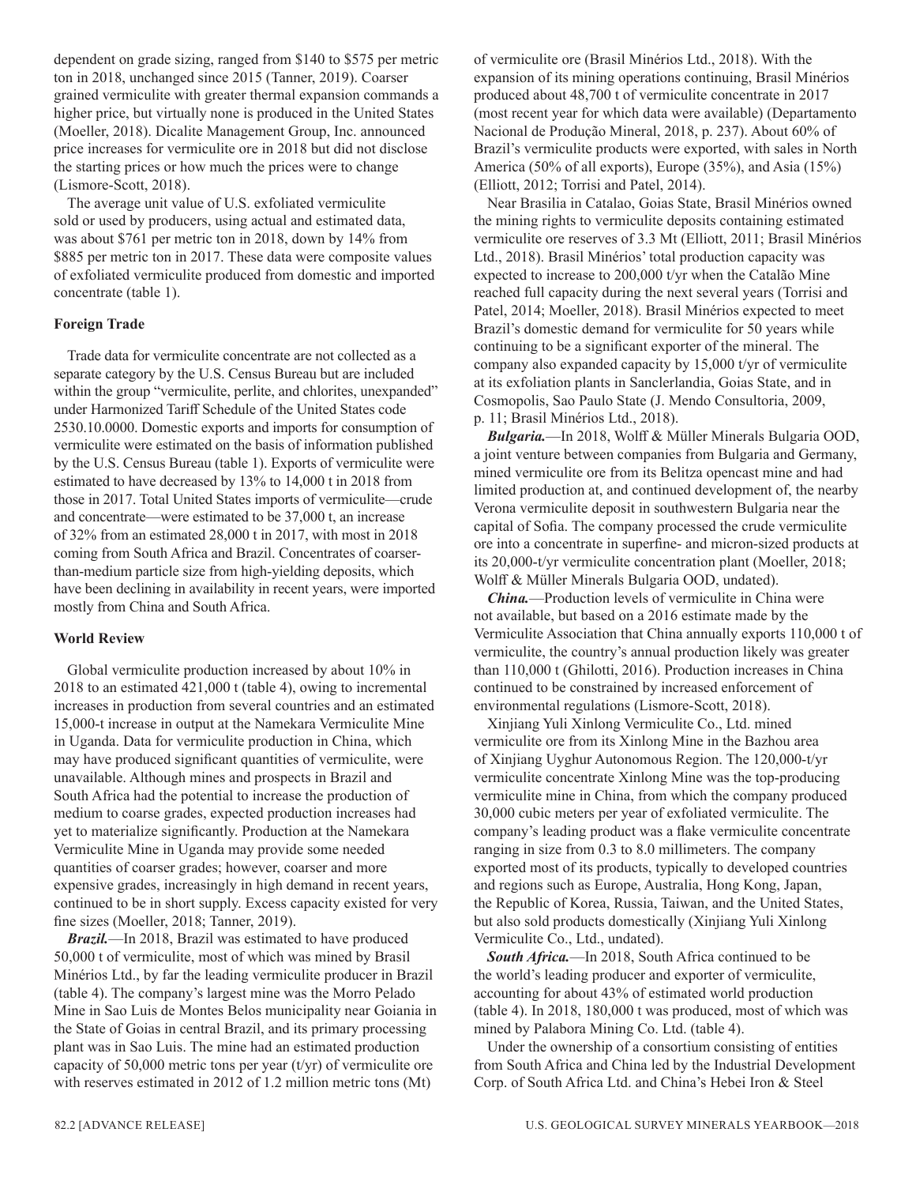dependent on grade sizing, ranged from $140 to $575 per metric ton in 2018, unchanged since 2015 (Tanner, 2019). Coarser grained vermiculite with greater thermal expansion commands a higher price, but virtually none is produced in the United States (Moeller, 2018). Dicalite Management Group, Inc. announced price increases for vermiculite ore in 2018 but did not disclose the starting prices or how much the prices were to change (Lismore-Scott, 2018).

The average unit value of U.S. exfoliated vermiculite sold or used by producers, using actual and estimated data, was about $761 per metric ton in 2018, down by 14% from $885 per metric ton in 2017. These data were composite values of exfoliated vermiculite produced from domestic and imported concentrate (table 1).

### Foreign Trade

Trade data for vermiculite concentrate are not collected as a separate category by the U.S. Census Bureau but are included within the group "vermiculite, perlite, and chlorites, unexpanded" under Harmonized Tariff Schedule of the United States code 2530.10.0000. Domestic exports and imports for consumption of vermiculite were estimated on the basis of information published by the U.S. Census Bureau (table 1). Exports of vermiculite were estimated to have decreased by 13% to 14,000 t in 2018 from those in 2017. Total United States imports of vermiculite—crude and concentrate—were estimated to be 37,000 t, an increase of 32% from an estimated 28,000 t in 2017, with most in 2018 coming from South Africa and Brazil. Concentrates of coarser-than-medium particle size from high-yielding deposits, which have been declining in availability in recent years, were imported mostly from China and South Africa.

### World Review

Global vermiculite production increased by about 10% in 2018 to an estimated 421,000 t (table 4), owing to incremental increases in production from several countries and an estimated 15,000-t increase in output at the Namekara Vermiculite Mine in Uganda. Data for vermiculite production in China, which may have produced significant quantities of vermiculite, were unavailable. Although mines and prospects in Brazil and South Africa had the potential to increase the production of medium to coarse grades, expected production increases had yet to materialize significantly. Production at the Namekara Vermiculite Mine in Uganda may provide some needed quantities of coarser grades; however, coarser and more expensive grades, increasingly in high demand in recent years, continued to be in short supply. Excess capacity existed for very fine sizes (Moeller, 2018; Tanner, 2019).

***Brazil.***—In 2018, Brazil was estimated to have produced 50,000 t of vermiculite, most of which was mined by Brasil Minérios Ltd., by far the leading vermiculite producer in Brazil (table 4). The company's largest mine was the Morro Pelado Mine in Sao Luis de Montes Belos municipality near Goiania in the State of Goias in central Brazil, and its primary processing plant was in Sao Luis. The mine had an estimated production capacity of 50,000 metric tons per year (t/yr) of vermiculite ore with reserves estimated in 2012 of 1.2 million metric tons (Mt) of vermiculite ore (Brasil Minérios Ltd., 2018). With the expansion of its mining operations continuing, Brasil Minérios produced about 48,700 t of vermiculite concentrate in 2017 (most recent year for which data were available) (Departamento Nacional de Produção Mineral, 2018, p. 237). About 60% of Brazil's vermiculite products were exported, with sales in North America (50% of all exports), Europe (35%), and Asia (15%) (Elliott, 2012; Torrisi and Patel, 2014).

Near Brasilia in Catalao, Goias State, Brasil Minérios owned the mining rights to vermiculite deposits containing estimated vermiculite ore reserves of 3.3 Mt (Elliott, 2011; Brasil Minérios Ltd., 2018). Brasil Minérios' total production capacity was expected to increase to 200,000 t/yr when the Catalão Mine reached full capacity during the next several years (Torrisi and Patel, 2014; Moeller, 2018). Brasil Minérios expected to meet Brazil's domestic demand for vermiculite for 50 years while continuing to be a significant exporter of the mineral. The company also expanded capacity by 15,000 t/yr of vermiculite at its exfoliation plants in Sanclerlandia, Goias State, and in Cosmopolis, Sao Paulo State (J. Mendo Consultoria, 2009, p. 11; Brasil Minérios Ltd., 2018).

***Bulgaria.***—In 2018, Wolff & Müller Minerals Bulgaria OOD, a joint venture between companies from Bulgaria and Germany, mined vermiculite ore from its Belitza opencast mine and had limited production at, and continued development of, the nearby Verona vermiculite deposit in southwestern Bulgaria near the capital of Sofia. The company processed the crude vermiculite ore into a concentrate in superfine- and micron-sized products at its 20,000-t/yr vermiculite concentration plant (Moeller, 2018; Wolff & Müller Minerals Bulgaria OOD, undated).

***China.***—Production levels of vermiculite in China were not available, but based on a 2016 estimate made by the Vermiculite Association that China annually exports 110,000 t of vermiculite, the country's annual production likely was greater than 110,000 t (Ghilotti, 2016). Production increases in China continued to be constrained by increased enforcement of environmental regulations (Lismore-Scott, 2018).

Xinjiang Yuli Xinlong Vermiculite Co., Ltd. mined vermiculite ore from its Xinlong Mine in the Bazhou area of Xinjiang Uyghur Autonomous Region. The 120,000-t/yr vermiculite concentrate Xinlong Mine was the top-producing vermiculite mine in China, from which the company produced 30,000 cubic meters per year of exfoliated vermiculite. The company's leading product was a flake vermiculite concentrate ranging in size from 0.3 to 8.0 millimeters. The company exported most of its products, typically to developed countries and regions such as Europe, Australia, Hong Kong, Japan, the Republic of Korea, Russia, Taiwan, and the United States, but also sold products domestically (Xinjiang Yuli Xinlong Vermiculite Co., Ltd., undated).

***South Africa.***—In 2018, South Africa continued to be the world's leading producer and exporter of vermiculite, accounting for about 43% of estimated world production (table 4). In 2018, 180,000 t was produced, most of which was mined by Palabora Mining Co. Ltd. (table 4).

Under the ownership of a consortium consisting of entities from South Africa and China led by the Industrial Development Corp. of South Africa Ltd. and China's Hebei Iron & Steel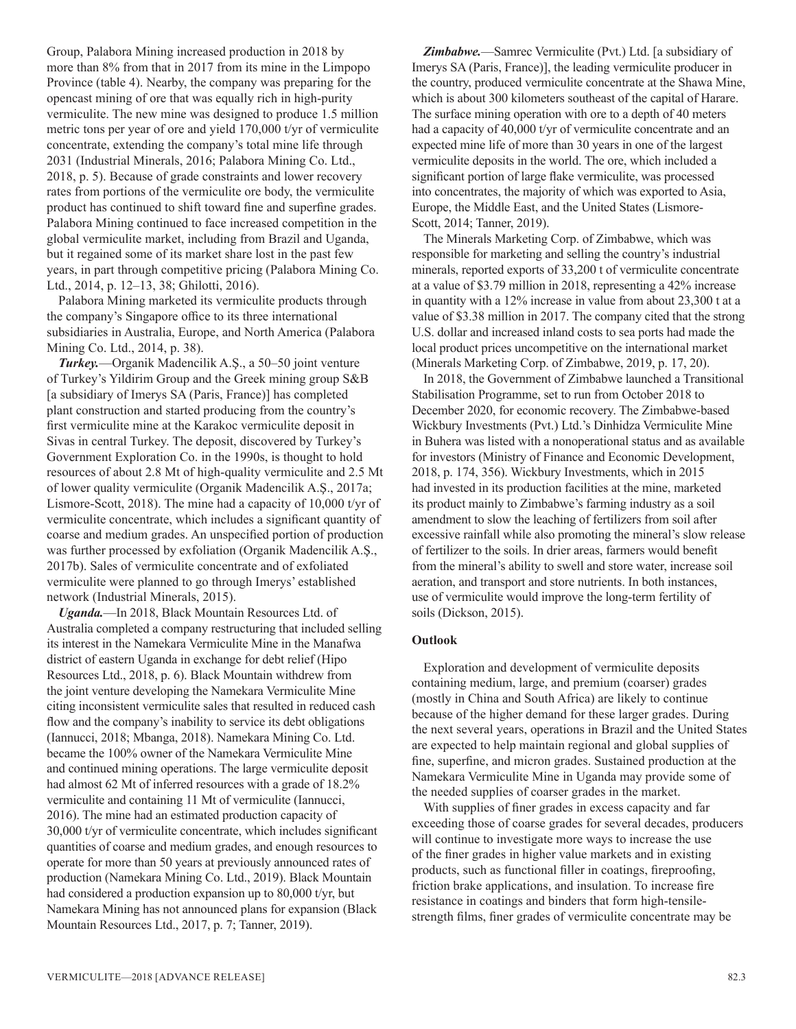Group, Palabora Mining increased production in 2018 by more than 8% from that in 2017 from its mine in the Limpopo Province (table 4). Nearby, the company was preparing for the opencast mining of ore that was equally rich in high-purity vermiculite. The new mine was designed to produce 1.5 million metric tons per year of ore and yield 170,000 t/yr of vermiculite concentrate, extending the company's total mine life through 2031 (Industrial Minerals, 2016; Palabora Mining Co. Ltd., 2018, p. 5). Because of grade constraints and lower recovery rates from portions of the vermiculite ore body, the vermiculite product has continued to shift toward fine and superfine grades. Palabora Mining continued to face increased competition in the global vermiculite market, including from Brazil and Uganda, but it regained some of its market share lost in the past few years, in part through competitive pricing (Palabora Mining Co. Ltd., 2014, p. 12–13, 38; Ghilotti, 2016).

Palabora Mining marketed its vermiculite products through the company's Singapore office to its three international subsidiaries in Australia, Europe, and North America (Palabora Mining Co. Ltd., 2014, p. 38).

***Turkey.***—Organik Madencilik A.Ş., a 50–50 joint venture of Turkey's Yildirim Group and the Greek mining group S&B [a subsidiary of Imerys SA (Paris, France)] has completed plant construction and started producing from the country's first vermiculite mine at the Karakoc vermiculite deposit in Sivas in central Turkey. The deposit, discovered by Turkey's Government Exploration Co. in the 1990s, is thought to hold resources of about 2.8 Mt of high-quality vermiculite and 2.5 Mt of lower quality vermiculite (Organik Madencilik A.Ş., 2017a; Lismore-Scott, 2018). The mine had a capacity of 10,000 t/yr of vermiculite concentrate, which includes a significant quantity of coarse and medium grades. An unspecified portion of production was further processed by exfoliation (Organik Madencilik A.Ş., 2017b). Sales of vermiculite concentrate and of exfoliated vermiculite were planned to go through Imerys' established network (Industrial Minerals, 2015).

***Uganda.***—In 2018, Black Mountain Resources Ltd. of Australia completed a company restructuring that included selling its interest in the Namekara Vermiculite Mine in the Manafwa district of eastern Uganda in exchange for debt relief (Hipo Resources Ltd., 2018, p. 6). Black Mountain withdrew from the joint venture developing the Namekara Vermiculite Mine citing inconsistent vermiculite sales that resulted in reduced cash flow and the company's inability to service its debt obligations (Iannucci, 2018; Mbanga, 2018). Namekara Mining Co. Ltd. became the 100% owner of the Namekara Vermiculite Mine and continued mining operations. The large vermiculite deposit had almost 62 Mt of inferred resources with a grade of 18.2% vermiculite and containing 11 Mt of vermiculite (Iannucci, 2016). The mine had an estimated production capacity of 30,000 t/yr of vermiculite concentrate, which includes significant quantities of coarse and medium grades, and enough resources to operate for more than 50 years at previously announced rates of production (Namekara Mining Co. Ltd., 2019). Black Mountain had considered a production expansion up to 80,000 t/yr, but Namekara Mining has not announced plans for expansion (Black Mountain Resources Ltd., 2017, p. 7; Tanner, 2019).

***Zimbabwe.***—Samrec Vermiculite (Pvt.) Ltd. [a subsidiary of Imerys SA (Paris, France)], the leading vermiculite producer in the country, produced vermiculite concentrate at the Shawa Mine, which is about 300 kilometers southeast of the capital of Harare. The surface mining operation with ore to a depth of 40 meters had a capacity of 40,000 t/yr of vermiculite concentrate and an expected mine life of more than 30 years in one of the largest vermiculite deposits in the world. The ore, which included a significant portion of large flake vermiculite, was processed into concentrates, the majority of which was exported to Asia, Europe, the Middle East, and the United States (Lismore-Scott, 2014; Tanner, 2019).

The Minerals Marketing Corp. of Zimbabwe, which was responsible for marketing and selling the country's industrial minerals, reported exports of 33,200 t of vermiculite concentrate at a value of $3.79 million in 2018, representing a 42% increase in quantity with a 12% increase in value from about 23,300 t at a value of $3.38 million in 2017. The company cited that the strong U.S. dollar and increased inland costs to sea ports had made the local product prices uncompetitive on the international market (Minerals Marketing Corp. of Zimbabwe, 2019, p. 17, 20).

In 2018, the Government of Zimbabwe launched a Transitional Stabilisation Programme, set to run from October 2018 to December 2020, for economic recovery. The Zimbabwe-based Wickbury Investments (Pvt.) Ltd.'s Dinhidza Vermiculite Mine in Buhera was listed with a nonoperational status and as available for investors (Ministry of Finance and Economic Development, 2018, p. 174, 356). Wickbury Investments, which in 2015 had invested in its production facilities at the mine, marketed its product mainly to Zimbabwe's farming industry as a soil amendment to slow the leaching of fertilizers from soil after excessive rainfall while also promoting the mineral's slow release of fertilizer to the soils. In drier areas, farmers would benefit from the mineral's ability to swell and store water, increase soil aeration, and transport and store nutrients. In both instances, use of vermiculite would improve the long-term fertility of soils (Dickson, 2015).

## Outlook

Exploration and development of vermiculite deposits containing medium, large, and premium (coarser) grades (mostly in China and South Africa) are likely to continue because of the higher demand for these larger grades. During the next several years, operations in Brazil and the United States are expected to help maintain regional and global supplies of fine, superfine, and micron grades. Sustained production at the Namekara Vermiculite Mine in Uganda may provide some of the needed supplies of coarser grades in the market.

With supplies of finer grades in excess capacity and far exceeding those of coarse grades for several decades, producers will continue to investigate more ways to increase the use of the finer grades in higher value markets and in existing products, such as functional filler in coatings, fireproofing, friction brake applications, and insulation. To increase fire resistance in coatings and binders that form high-tensile-strength films, finer grades of vermiculite concentrate may be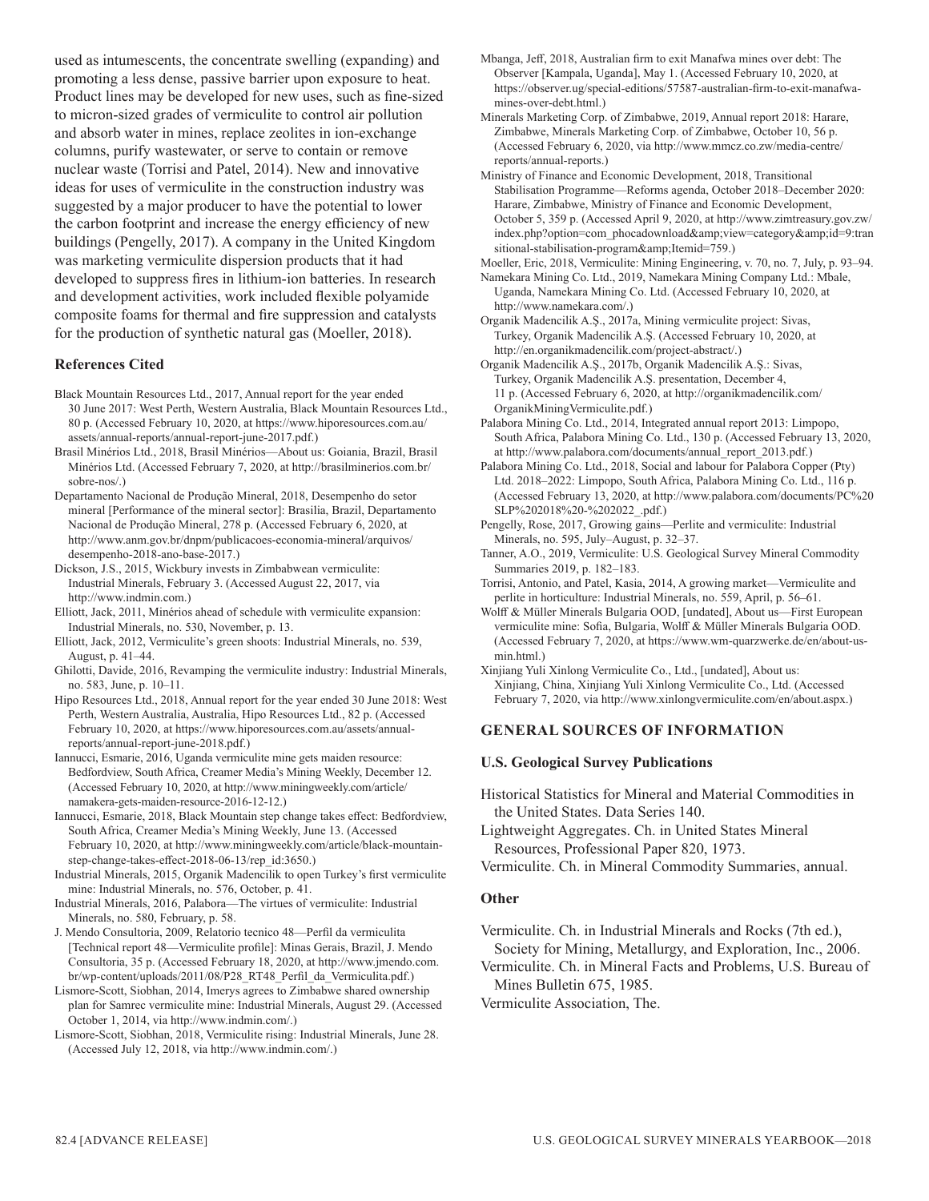used as intumescents, the concentrate swelling (expanding) and promoting a less dense, passive barrier upon exposure to heat. Product lines may be developed for new uses, such as fine-sized to micron-sized grades of vermiculite to control air pollution and absorb water in mines, replace zeolites in ion-exchange columns, purify wastewater, or serve to contain or remove nuclear waste (Torrisi and Patel, 2014). New and innovative ideas for uses of vermiculite in the construction industry was suggested by a major producer to have the potential to lower the carbon footprint and increase the energy efficiency of new buildings (Pengelly, 2017). A company in the United Kingdom was marketing vermiculite dispersion products that it had developed to suppress fires in lithium-ion batteries. In research and development activities, work included flexible polyamide composite foams for thermal and fire suppression and catalysts for the production of synthetic natural gas (Moeller, 2018).

### References Cited

Black Mountain Resources Ltd., 2017, Annual report for the year ended 30 June 2017: West Perth, Western Australia, Black Mountain Resources Ltd., 80 p. (Accessed February 10, 2020, at https://www.hiporesources.com.au/assets/annual-reports/annual-report-june-2017.pdf.)

Brasil Minérios Ltd., 2018, Brasil Minérios—About us: Goiania, Brazil, Brasil Minérios Ltd. (Accessed February 7, 2020, at http://brasilminerios.com.br/sobre-nos/.)

Departamento Nacional de Produção Mineral, 2018, Desempenho do setor mineral [Performance of the mineral sector]: Brasilia, Brazil, Departamento Nacional de Produção Mineral, 278 p. (Accessed February 6, 2020, at http://www.anm.gov.br/dnpm/publicacoes-economia-mineral/arquivos/desempenho-2018-ano-base-2017.)

Dickson, J.S., 2015, Wickbury invests in Zimbabwean vermiculite: Industrial Minerals, February 3. (Accessed August 22, 2017, via http://www.indmin.com.)

Elliott, Jack, 2011, Minérios ahead of schedule with vermiculite expansion: Industrial Minerals, no. 530, November, p. 13.

Elliott, Jack, 2012, Vermiculite's green shoots: Industrial Minerals, no. 539, August, p. 41–44.

Ghilotti, Davide, 2016, Revamping the vermiculite industry: Industrial Minerals, no. 583, June, p. 10–11.

Hipo Resources Ltd., 2018, Annual report for the year ended 30 June 2018: West Perth, Western Australia, Australia, Hipo Resources Ltd., 82 p. (Accessed February 10, 2020, at https://www.hiporesources.com.au/assets/annual-reports/annual-report-june-2018.pdf.)

Iannucci, Esmarie, 2016, Uganda vermiculite mine gets maiden resource: Bedfordview, South Africa, Creamer Media's Mining Weekly, December 12. (Accessed February 10, 2020, at http://www.miningweekly.com/article/namakera-gets-maiden-resource-2016-12-12.)

Iannucci, Esmarie, 2018, Black Mountain step change takes effect: Bedfordview, South Africa, Creamer Media's Mining Weekly, June 13. (Accessed February 10, 2020, at http://www.miningweekly.com/article/black-mountain-step-change-takes-effect-2018-06-13/rep_id:3650.)

Industrial Minerals, 2015, Organik Madencilik to open Turkey's first vermiculite mine: Industrial Minerals, no. 576, October, p. 41.

Industrial Minerals, 2016, Palabora—The virtues of vermiculite: Industrial Minerals, no. 580, February, p. 58.

J. Mendo Consultoria, 2009, Relatorio tecnico 48—Perfil da vermiculita [Technical report 48—Vermiculite profile]: Minas Gerais, Brazil, J. Mendo Consultoria, 35 p. (Accessed February 18, 2020, at http://www.jmendo.com.br/wp-content/uploads/2011/08/P28_RT48_Perfil_da_Vermiculita.pdf.)

Lismore-Scott, Siobhan, 2014, Imerys agrees to Zimbabwe shared ownership plan for Samrec vermiculite mine: Industrial Minerals, August 29. (Accessed October 1, 2014, via http://www.indmin.com/.)

Lismore-Scott, Siobhan, 2018, Vermiculite rising: Industrial Minerals, June 28. (Accessed July 12, 2018, via http://www.indmin.com/.)

Mbanga, Jeff, 2018, Australian firm to exit Manafwa mines over debt: The Observer [Kampala, Uganda], May 1. (Accessed February 10, 2020, at https://observer.ug/special-editions/57587-australian-firm-to-exit-manafwa-mines-over-debt.html.)

Minerals Marketing Corp. of Zimbabwe, 2019, Annual report 2018: Harare, Zimbabwe, Minerals Marketing Corp. of Zimbabwe, October 10, 56 p. (Accessed February 6, 2020, via http://www.mmcz.co.zw/media-centre/reports/annual-reports.)

Ministry of Finance and Economic Development, 2018, Transitional Stabilisation Programme—Reforms agenda, October 2018–December 2020: Harare, Zimbabwe, Ministry of Finance and Economic Development, October 5, 359 p. (Accessed April 9, 2020, at http://www.zimtreasury.gov.zw/index.php?option=com_phocadownload&amp;view=category&amp;id=9:transitional-stabilisation-program&amp;Itemid=759.)

Moeller, Eric, 2018, Vermiculite: Mining Engineering, v. 70, no. 7, July, p. 93–94.

Namekara Mining Co. Ltd., 2019, Namekara Mining Company Ltd.: Mbale, Uganda, Namekara Mining Co. Ltd. (Accessed February 10, 2020, at http://www.namekara.com/.)

Organik Madencilik A.Ş., 2017a, Mining vermiculite project: Sivas, Turkey, Organik Madencilik A.Ş. (Accessed February 10, 2020, at http://en.organikmadencilik.com/project-abstract/.)

Organik Madencilik A.Ş., 2017b, Organik Madencilik A.Ş.: Sivas, Turkey, Organik Madencilik A.Ş. presentation, December 4, 11 p. (Accessed February 6, 2020, at http://organikmadencilik.com/OrganikMiningVermiculite.pdf.)

Palabora Mining Co. Ltd., 2014, Integrated annual report 2013: Limpopo, South Africa, Palabora Mining Co. Ltd., 130 p. (Accessed February 13, 2020, at http://www.palabora.com/documents/annual_report_2013.pdf.)

Palabora Mining Co. Ltd., 2018, Social and labour for Palabora Copper (Pty) Ltd. 2018–2022: Limpopo, South Africa, Palabora Mining Co. Ltd., 116 p. (Accessed February 13, 2020, at http://www.palabora.com/documents/PC%20SLP%202018%20-%202022_.pdf.)

Pengelly, Rose, 2017, Growing gains—Perlite and vermiculite: Industrial Minerals, no. 595, July–August, p. 32–37.

Tanner, A.O., 2019, Vermiculite: U.S. Geological Survey Mineral Commodity Summaries 2019, p. 182–183.

Torrisi, Antonio, and Patel, Kasia, 2014, A growing market—Vermiculite and perlite in horticulture: Industrial Minerals, no. 559, April, p. 56–61.

Wolff & Müller Minerals Bulgaria OOD, [undated], About us—First European vermiculite mine: Sofia, Bulgaria, Wolff & Müller Minerals Bulgaria OOD. (Accessed February 7, 2020, at https://www.wm-quarzwerke.de/en/about-us-min.html.)

Xinjiang Yuli Xinlong Vermiculite Co., Ltd., [undated], About us: Xinjiang, China, Xinjiang Yuli Xinlong Vermiculite Co., Ltd. (Accessed February 7, 2020, via http://www.xinlongvermiculite.com/en/about.aspx.)

## GENERAL SOURCES OF INFORMATION

### U.S. Geological Survey Publications

Historical Statistics for Mineral and Material Commodities in the United States. Data Series 140.

Lightweight Aggregates. Ch. in United States Mineral Resources, Professional Paper 820, 1973.

Vermiculite. Ch. in Mineral Commodity Summaries, annual.

### Other

Vermiculite. Ch. in Industrial Minerals and Rocks (7th ed.), Society for Mining, Metallurgy, and Exploration, Inc., 2006.

Vermiculite. Ch. in Mineral Facts and Problems, U.S. Bureau of Mines Bulletin 675, 1985.

Vermiculite Association, The.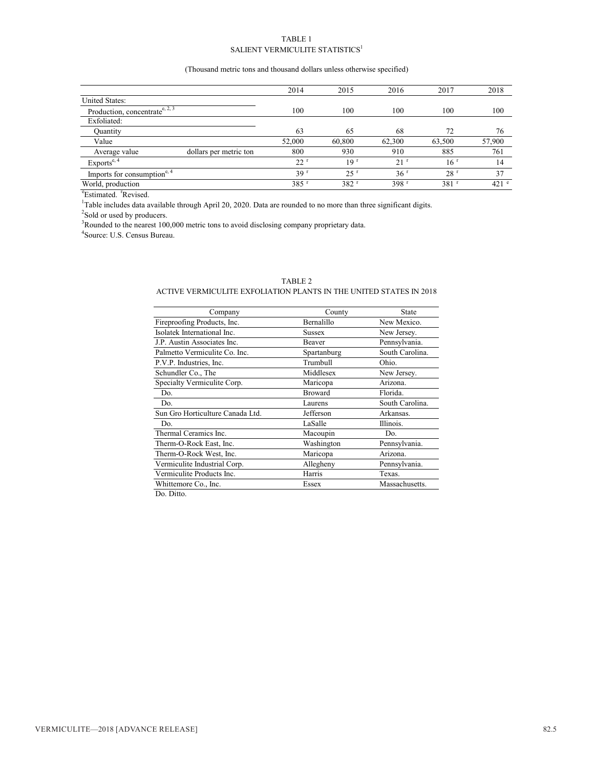TABLE 1
SALIENT VERMICULITE STATISTICS[1]

(Thousand metric tons and thousand dollars unless otherwise specified)

| | | 2014 | 2015 | 2016 | 2017 | 2018 |
|---|---|---|---|---|---|---|
| United States: | | | | | | |
| Production, concentrate[e, 2, 3] | | 100 | 100 | 100 | 100 | 100 |
| Exfoliated: | | | | | | |
| Quantity | | 63 | 65 | 68 | 72 | 76 |
| Value | | 52,000 | 60,800 | 62,300 | 63,500 | 57,900 |
| Average value | dollars per metric ton | 800 | 930 | 910 | 885 | 761 |
| Exports[e, 4] | | 22 [r] | 19 [r] | 21 [r] | 16 [r] | 14 |
| Imports for consumption[e, 4] | | 39 [r] | 25 [r] | 36 [r] | 28 [r] | 37 |
| World, production | | 385 [r] | 382 [r] | 398 [r] | 381 [r] | 421 [e] |

[e]Estimated. [r]Revised.

[1]Table includes data available through April 20, 2020. Data are rounded to no more than three significant digits.

[2]Sold or used by producers.

[3]Rounded to the nearest 100,000 metric tons to avoid disclosing company proprietary data.

[4]Source: U.S. Census Bureau.

TABLE 2
ACTIVE VERMICULITE EXFOLIATION PLANTS IN THE UNITED STATES IN 2018

| Company | County | State |
|---|---|---|
| Fireproofing Products, Inc. | Bernalillo | New Mexico. |
| Isolatek International Inc. | Sussex | New Jersey. |
| J.P. Austin Associates Inc. | Beaver | Pennsylvania. |
| Palmetto Vermiculite Co. Inc. | Spartanburg | South Carolina. |
| P.V.P. Industries, Inc. | Trumbull | Ohio. |
| Schundler Co., The | Middlesex | New Jersey. |
| Specialty Vermiculite Corp. | Maricopa | Arizona. |
| Do. | Broward | Florida. |
| Do. | Laurens | South Carolina. |
| Sun Gro Horticulture Canada Ltd. | Jefferson | Arkansas. |
| Do. | LaSalle | Illinois. |
| Thermal Ceramics Inc. | Macoupin | Do. |
| Therm-O-Rock East, Inc. | Washington | Pennsylvania. |
| Therm-O-Rock West, Inc. | Maricopa | Arizona. |
| Vermiculite Industrial Corp. | Allegheny | Pennsylvania. |
| Vermiculite Products Inc. | Harris | Texas. |
| Whittemore Co., Inc. | Essex | Massachusetts. |

Do. Ditto.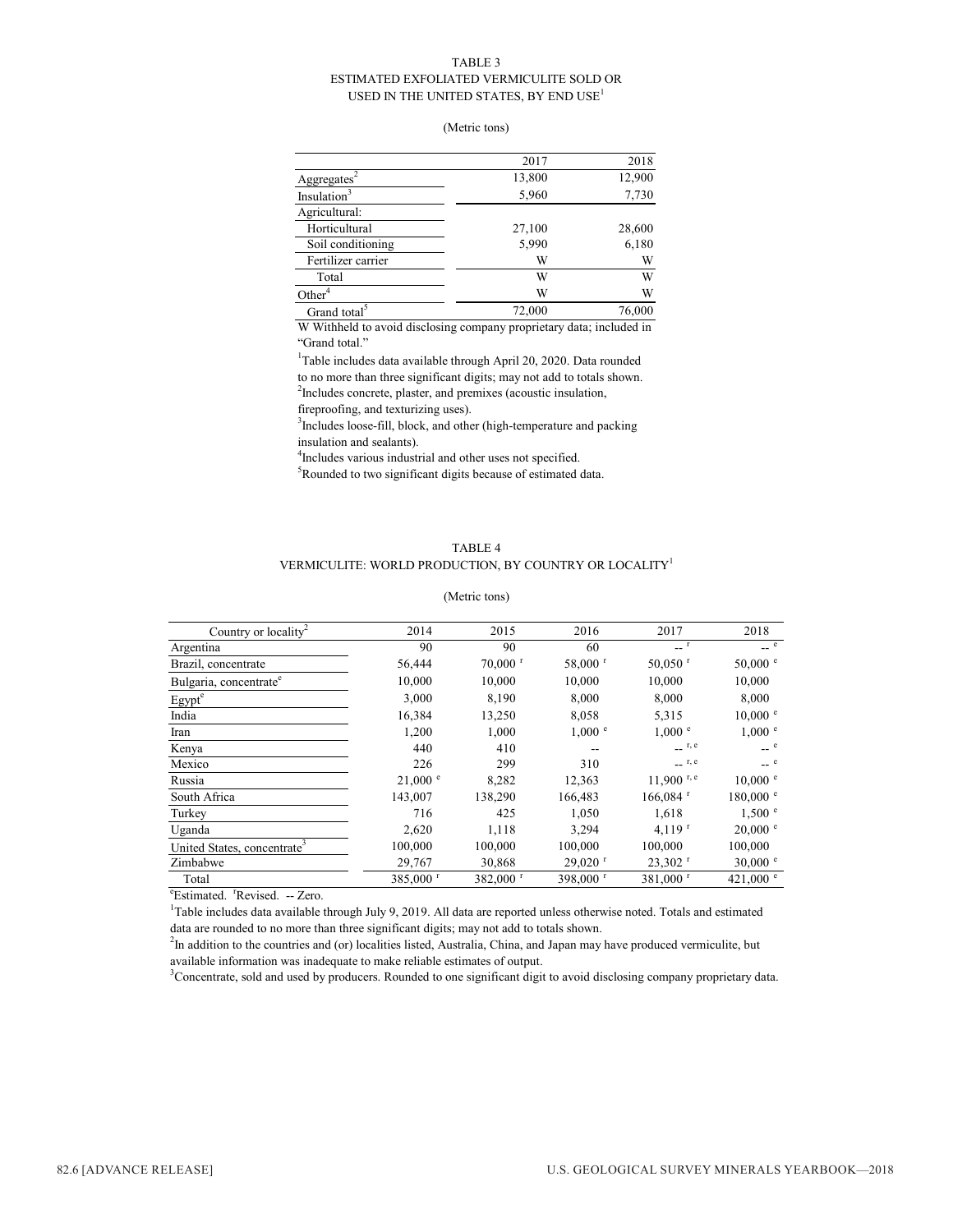TABLE 3
ESTIMATED EXFOLIATED VERMICULITE SOLD OR USED IN THE UNITED STATES, BY END USE[1]

(Metric tons)

| | 2017 | 2018 |
| --- | --- | --- |
| Aggregates[2] | 13,800 | 12,900 |
| Insulation[3] | 5,960 | 7,730 |
| Agricultural: | | |
| Horticultural | 27,100 | 28,600 |
| Soil conditioning | 5,990 | 6,180 |
| Fertilizer carrier | W | W |
| Total | W | W |
| Other[4] | W | W |
| Grand total[5] | 72,000 | 76,000 |

W Withheld to avoid disclosing company proprietary data; included in "Grand total."

[1]Table includes data available through April 20, 2020. Data rounded to no more than three significant digits; may not add to totals shown.

[2]Includes concrete, plaster, and premixes (acoustic insulation, fireproofing, and texturizing uses).

[3]Includes loose-fill, block, and other (high-temperature and packing insulation and sealants).

[4]Includes various industrial and other uses not specified.

[5]Rounded to two significant digits because of estimated data.

TABLE 4
VERMICULITE: WORLD PRODUCTION, BY COUNTRY OR LOCALITY[1]

(Metric tons)

| Country or locality[2] | 2014 | 2015 | 2016 | 2017 | 2018 |
| --- | --- | --- | --- | --- | --- |
| Argentina | 90 | 90 | 60 | -- r | -- e |
| Brazil, concentrate | 56,444 | 70,000 r | 58,000 r | 50,050 r | 50,000 e |
| Bulgaria, concentrate[e] | 10,000 | 10,000 | 10,000 | 10,000 | 10,000 |
| Egypt[e] | 3,000 | 8,190 | 8,000 | 8,000 | 8,000 |
| India | 16,384 | 13,250 | 8,058 | 5,315 | 10,000 e |
| Iran | 1,200 | 1,000 | 1,000 e | 1,000 e | 1,000 e |
| Kenya | 440 | 410 | -- | -- r, e | -- e |
| Mexico | 226 | 299 | 310 | -- r, e | -- e |
| Russia | 21,000 e | 8,282 | 12,363 | 11,900 r, e | 10,000 e |
| South Africa | 143,007 | 138,290 | 166,483 | 166,084 r | 180,000 e |
| Turkey | 716 | 425 | 1,050 | 1,618 | 1,500 e |
| Uganda | 2,620 | 1,118 | 3,294 | 4,119 r | 20,000 e |
| United States, concentrate[3] | 100,000 | 100,000 | 100,000 | 100,000 | 100,000 |
| Zimbabwe | 29,767 | 30,868 | 29,020 r | 23,302 r | 30,000 e |
| Total | 385,000 r | 382,000 r | 398,000 r | 381,000 r | 421,000 e |

[e]Estimated. [r]Revised. -- Zero.

[1]Table includes data available through July 9, 2019. All data are reported unless otherwise noted. Totals and estimated data are rounded to no more than three significant digits; may not add to totals shown.

[2]In addition to the countries and (or) localities listed, Australia, China, and Japan may have produced vermiculite, but available information was inadequate to make reliable estimates of output.

[3]Concentrate, sold and used by producers. Rounded to one significant digit to avoid disclosing company proprietary data.